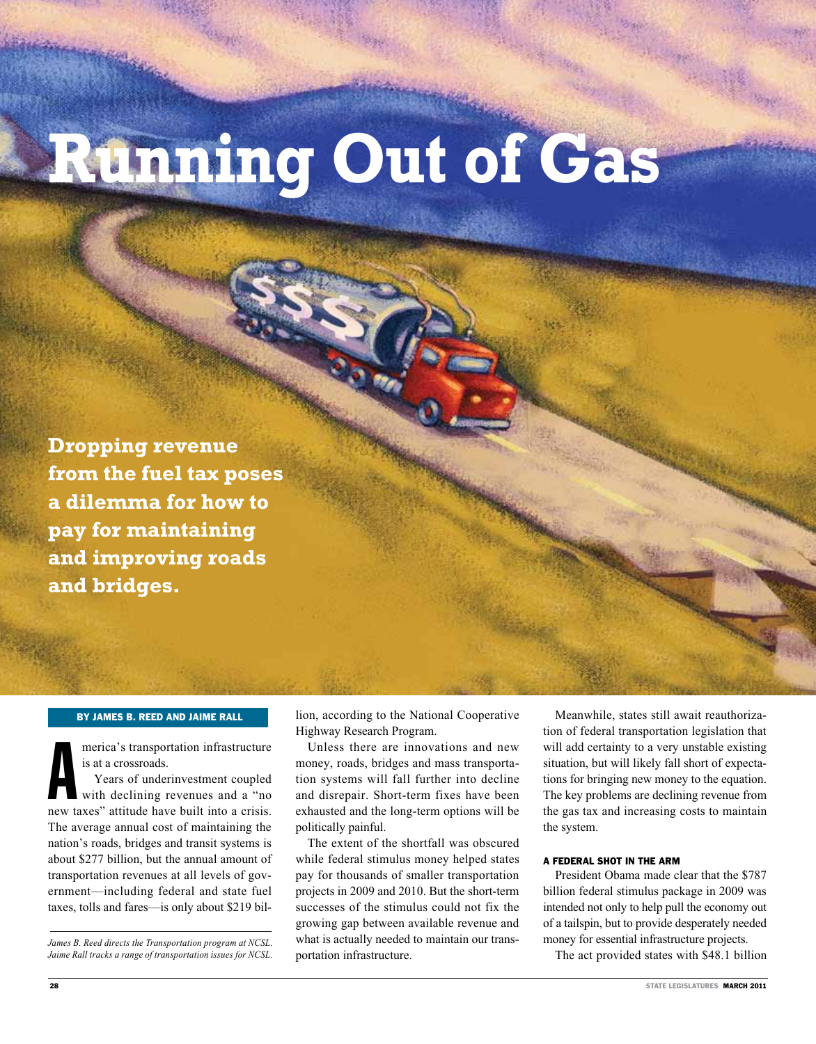# Running Out of Gas

**Dropping revenue from the fuel tax poses a dilemma for how to pay for maintaining and improving roads and bridges.**

BY JAMES B. REED AND JAIME RALL

America's transportation infrastructure is at a crossroads.

Years of underinvestment coupled with declining revenues and a "no new taxes" attitude have built into a crisis. The average annual cost of maintaining the nation's roads, bridges and transit systems is about $277 billion, but the annual amount of transportation revenues at all levels of government—including federal and state fuel taxes, tolls and fares—is only about $219 billion, according to the National Cooperative Highway Research Program.

Unless there are innovations and new money, roads, bridges and mass transportation systems will fall further into decline and disrepair. Short-term fixes have been exhausted and the long-term options will be politically painful.

The extent of the shortfall was obscured while federal stimulus money helped states pay for thousands of smaller transportation projects in 2009 and 2010. But the short-term successes of the stimulus could not fix the growing gap between available revenue and what is actually needed to maintain our transportation infrastructure.

Meanwhile, states still await reauthorization of federal transportation legislation that will add certainty to a very unstable existing situation, but will likely fall short of expectations for bringing new money to the equation. The key problems are declining revenue from the gas tax and increasing costs to maintain the system.

### A FEDERAL SHOT IN THE ARM

President Obama made clear that the $787 billion federal stimulus package in 2009 was intended not only to help pull the economy out of a tailspin, but to provide desperately needed money for essential infrastructure projects.

The act provided states with $48.1 billion

*James B. Reed directs the Transportation program at NCSL. Jaime Rall tracks a range of transportation issues for NCSL.*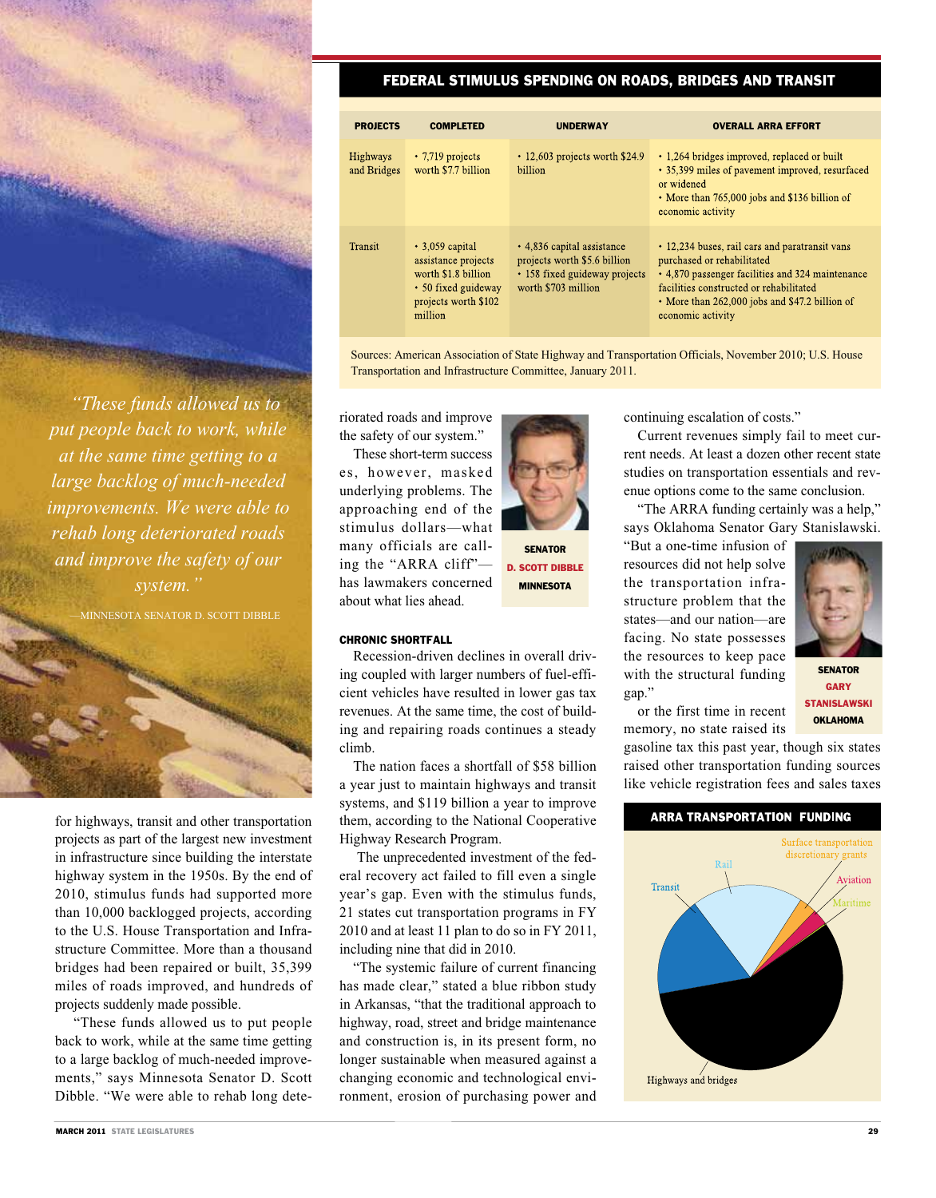## FEDERAL STIMULUS SPENDING ON ROADS, BRIDGES AND TRANSIT

| PROJECTS | COMPLETED | UNDERWAY | OVERALL ARRA EFFORT |
|---|---|---|---|
| Highways and Bridges | • 7,719 projects worth $7.7 billion | • 12,603 projects worth $24.9 billion | • 1,264 bridges improved, replaced or built<br>• 35,399 miles of pavement improved, resurfaced or widened<br>• More than 765,000 jobs and $136 billion of economic activity |
| Transit | • 3,059 capital assistance projects worth $1.8 billion<br>• 50 fixed guideway projects worth $102 million | • 4,836 capital assistance projects worth $5.6 billion<br>• 158 fixed guideway projects worth $703 million | • 12,234 buses, rail cars and paratransit vans purchased or rehabilitated<br>• 4,870 passenger facilities and 324 maintenance facilities constructed or rehabilitated<br>• More than 262,000 jobs and $47.2 billion of economic activity |

Sources: American Association of State Highway and Transportation Officials, November 2010; U.S. House Transportation and Infrastructure Committee, January 2011.

*"These funds allowed us to put people back to work, while at the same time getting to a large backlog of much-needed improvements. We were able to rehab long deteriorated roads and improve the safety of our system."*

—MINNESOTA SENATOR D. SCOTT DIBBLE

for highways, transit and other transportation projects as part of the largest new investment in infrastructure since building the interstate highway system in the 1950s. By the end of 2010, stimulus funds had supported more than 10,000 backlogged projects, according to the U.S. House Transportation and Infrastructure Committee. More than a thousand bridges had been repaired or built, 35,399 miles of roads improved, and hundreds of projects suddenly made possible.

"These funds allowed us to put people back to work, while at the same time getting to a large backlog of much-needed improvements," says Minnesota Senator D. Scott Dibble. "We were able to rehab long deteriorated roads and improve the safety of our system."

SENATOR D. SCOTT DIBBLE MINNESOTA

These short-term success es, however, masked underlying problems. The approaching end of the stimulus dollars—what many officials are calling the "ARRA cliff"—has lawmakers concerned about what lies ahead.

### CHRONIC SHORTFALL

Recession-driven declines in overall driving coupled with larger numbers of fuel-efficient vehicles have resulted in lower gas tax revenues. At the same time, the cost of building and repairing roads continues a steady climb.

The nation faces a shortfall of $58 billion a year just to maintain highways and transit systems, and $119 billion a year to improve them, according to the National Cooperative Highway Research Program.

The unprecedented investment of the federal recovery act failed to fill even a single year's gap. Even with the stimulus funds, 21 states cut transportation programs in FY 2010 and at least 11 plan to do so in FY 2011, including nine that did in 2010.

"The systemic failure of current financing has made clear," stated a blue ribbon study in Arkansas, "that the traditional approach to highway, road, street and bridge maintenance and construction is, in its present form, no longer sustainable when measured against a changing economic and technological environment, erosion of purchasing power and continuing escalation of costs."

Current revenues simply fail to meet current needs. At least a dozen other recent state studies on transportation essentials and revenue options come to the same conclusion.

"The ARRA funding certainly was a help," says Oklahoma Senator Gary Stanislawski. "But a one-time infusion of resources did not help solve the transportation infrastructure problem that the states—and our nation—are facing. No state possesses the resources to keep pace with the structural funding gap."

SENATOR GARY STANISLAWSKI OKLAHOMA

For the first time in recent memory, no state raised its gasoline tax this past year, though six states raised other transportation funding sources like vehicle registration fees and sales taxes

### ARRA TRANSPORTATION FUNDING

Surface transportation discretionary grants · Aviation · Maritime · Rail · Transit · Highways and bridges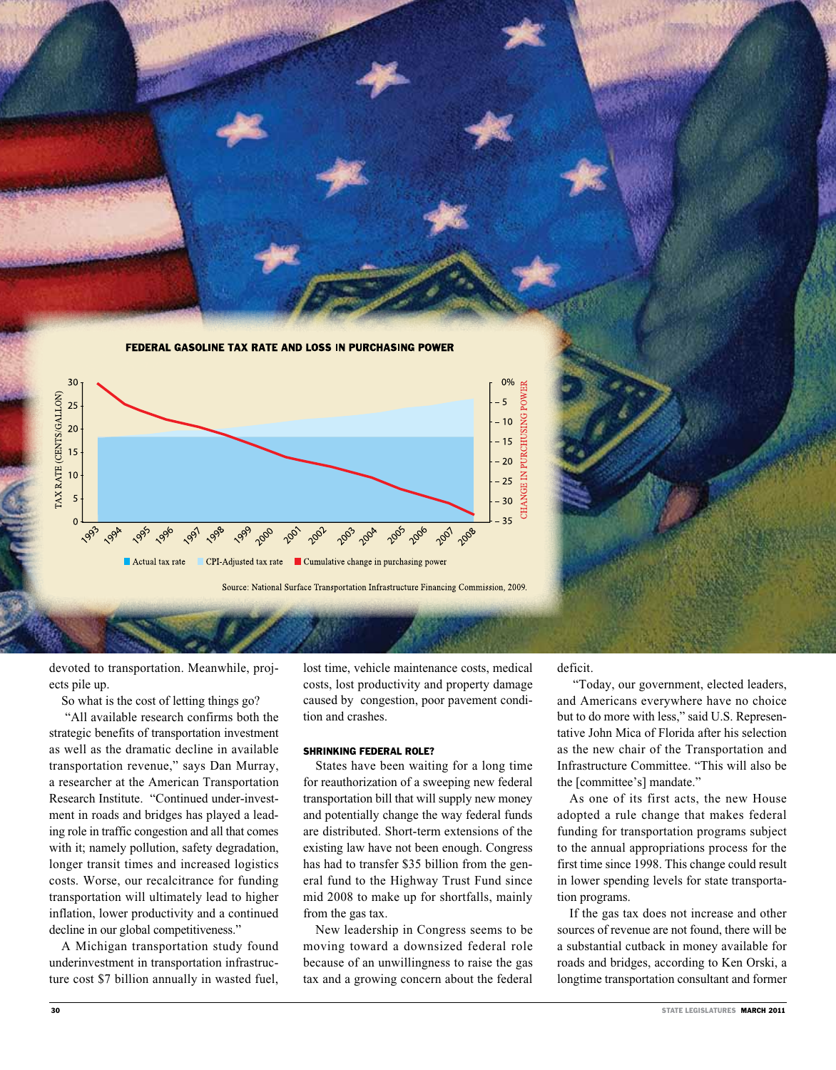**FEDERAL GASOLINE TAX RATE AND LOSS IN PURCHASING POWER**

Source: National Surface Transportation Infrastructure Financing Commission, 2009.

devoted to transportation. Meanwhile, projects pile up.

So what is the cost of letting things go?

"All available research confirms both the strategic benefits of transportation investment as well as the dramatic decline in available transportation revenue," says Dan Murray, a researcher at the American Transportation Research Institute. "Continued under-investment in roads and bridges has played a leading role in traffic congestion and all that comes with it; namely pollution, safety degradation, longer transit times and increased logistics costs. Worse, our recalcitrance for funding transportation will ultimately lead to higher inflation, lower productivity and a continued decline in our global competitiveness."

A Michigan transportation study found underinvestment in transportation infrastructure cost $7 billion annually in wasted fuel, lost time, vehicle maintenance costs, medical costs, lost productivity and property damage caused by congestion, poor pavement condition and crashes.

#### SHRINKING FEDERAL ROLE?

States have been waiting for a long time for reauthorization of a sweeping new federal transportation bill that will supply new money and potentially change the way federal funds are distributed. Short-term extensions of the existing law have not been enough. Congress has had to transfer $35 billion from the general fund to the Highway Trust Fund since mid 2008 to make up for shortfalls, mainly from the gas tax.

New leadership in Congress seems to be moving toward a downsized federal role because of an unwillingness to raise the gas tax and a growing concern about the federal deficit.

"Today, our government, elected leaders, and Americans everywhere have no choice but to do more with less," said U.S. Representative John Mica of Florida after his selection as the new chair of the Transportation and Infrastructure Committee. "This will also be the [committee's] mandate."

As one of its first acts, the new House adopted a rule change that makes federal funding for transportation programs subject to the annual appropriations process for the first time since 1998. This change could result in lower spending levels for state transportation programs.

If the gas tax does not increase and other sources of revenue are not found, there will be a substantial cutback in money available for roads and bridges, according to Ken Orski, a longtime transportation consultant and former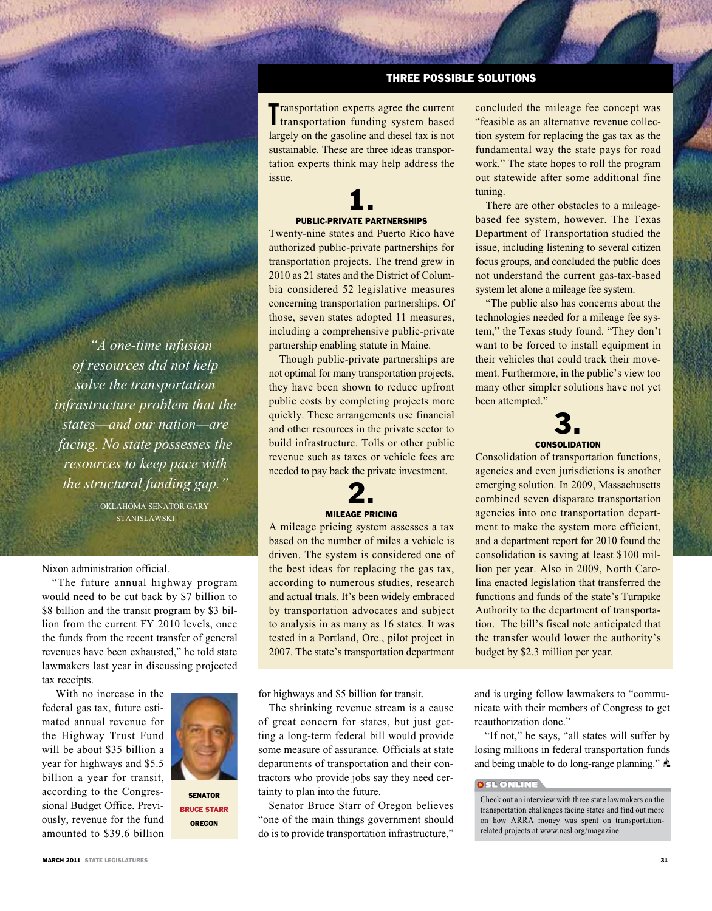> *"A one-time infusion of resources did not help solve the transportation infrastructure problem that the states—and our nation—are facing. No state possesses the resources to keep pace with the structural funding gap."*
>
> —OKLAHOMA SENATOR GARY STANISLAWSKI

Nixon administration official.

"The future annual highway program would need to be cut back by $7 billion to $8 billion and the transit program by $3 billion from the current FY 2010 levels, once the funds from the recent transfer of general revenues have been exhausted," he told state lawmakers last year in discussing projected tax receipts.

With no increase in the federal gas tax, future estimated annual revenue for the Highway Trust Fund will be about $35 billion a year for highways and $5.5 billion a year for transit, according to the Congressional Budget Office. Previously, revenue for the fund amounted to $39.6 billion for highways and $5 billion for transit.

**SENATOR BRUCE STARR OREGON**

The shrinking revenue stream is a cause of great concern for states, but just getting a long-term federal bill would provide some measure of assurance. Officials at state departments of transportation and their contractors who provide jobs say they need certainty to plan into the future.

Senator Bruce Starr of Oregon believes "one of the main things government should do is to provide transportation infrastructure," and is urging fellow lawmakers to "communicate with their members of Congress to get reauthorization done."

"If not," he says, "all states will suffer by losing millions in federal transportation funds and being unable to do long-range planning."

## THREE POSSIBLE SOLUTIONS

Transportation experts agree the current transportation funding system based largely on the gasoline and diesel tax is not sustainable. These are three ideas transportation experts think may help address the issue.

### 1. PUBLIC-PRIVATE PARTNERSHIPS

Twenty-nine states and Puerto Rico have authorized public-private partnerships for transportation projects. The trend grew in 2010 as 21 states and the District of Columbia considered 52 legislative measures concerning transportation partnerships. Of those, seven states adopted 11 measures, including a comprehensive public-private partnership enabling statute in Maine.

Though public-private partnerships are not optimal for many transportation projects, they have been shown to reduce upfront public costs by completing projects more quickly. These arrangements use financial and other resources in the private sector to build infrastructure. Tolls or other public revenue such as taxes or vehicle fees are needed to pay back the private investment.

### 2. MILEAGE PRICING

A mileage pricing system assesses a tax based on the number of miles a vehicle is driven. The system is considered one of the best ideas for replacing the gas tax, according to numerous studies, research and actual trials. It's been widely embraced by transportation advocates and subject to analysis in as many as 16 states. It was tested in a Portland, Ore., pilot project in 2007. The state's transportation department concluded the mileage fee concept was "feasible as an alternative revenue collection system for replacing the gas tax as the fundamental way the state pays for road work." The state hopes to roll the program out statewide after some additional fine tuning.

There are other obstacles to a mileage-based fee system, however. The Texas Department of Transportation studied the issue, including listening to several citizen focus groups, and concluded the public does not understand the current gas-tax-based system let alone a mileage fee system.

"The public also has concerns about the technologies needed for a mileage fee system," the Texas study found. "They don't want to be forced to install equipment in their vehicles that could track their movement. Furthermore, in the public's view too many other simpler solutions have not yet been attempted."

### 3. CONSOLIDATION

Consolidation of transportation functions, agencies and even jurisdictions is another emerging solution. In 2009, Massachusetts combined seven disparate transportation agencies into one transportation department to make the system more efficient, and a department report for 2010 found the consolidation is saving at least $100 million per year. Also in 2009, North Carolina enacted legislation that transferred the functions and funds of the state's Turnpike Authority to the department of transportation. The bill's fiscal note anticipated that the transfer would lower the authority's budget by $2.3 million per year.

**SL ONLINE**

Check out an interview with three state lawmakers on the transportation challenges facing states and find out more on how ARRA money was spent on transportation-related projects at www.ncsl.org/magazine.